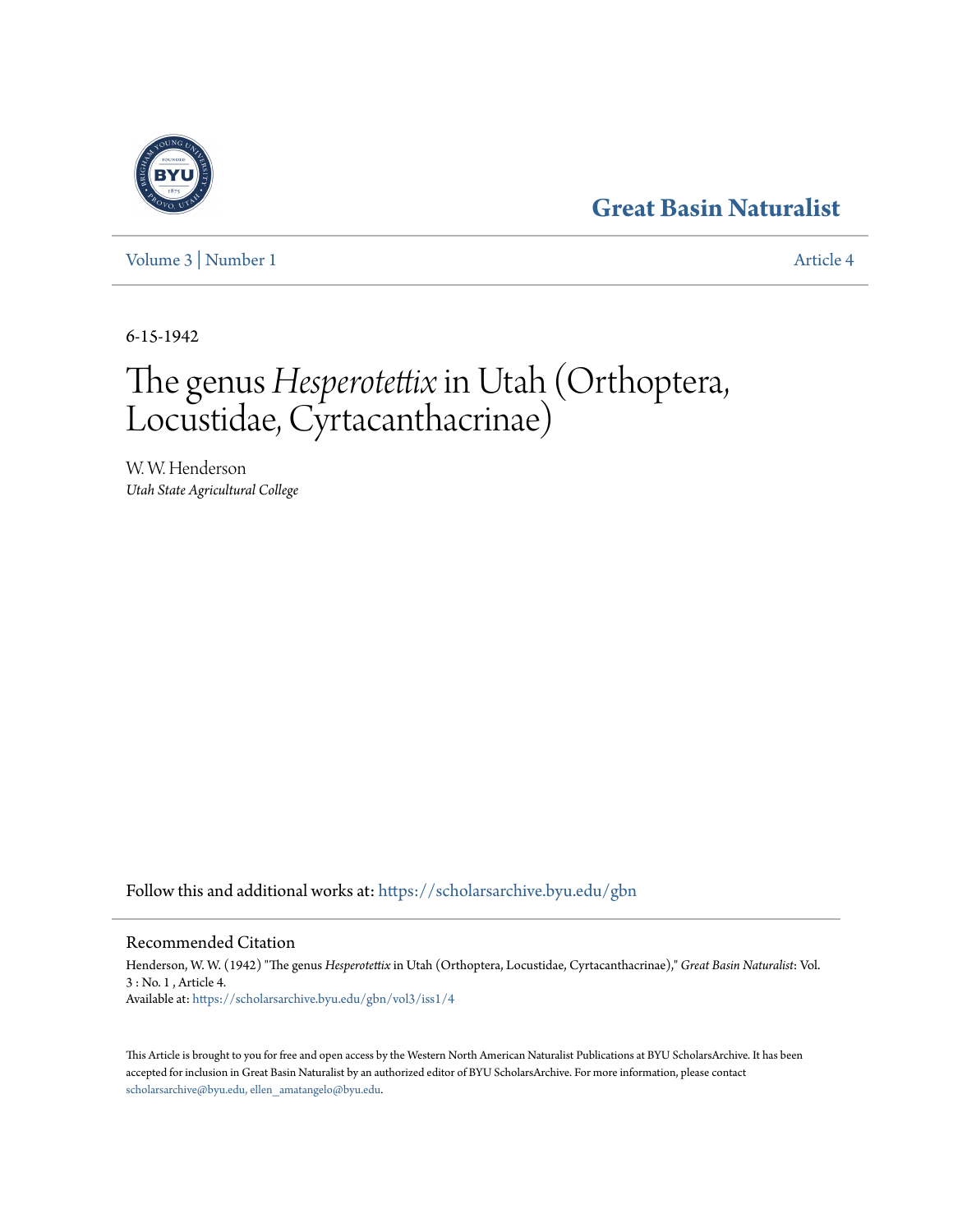Great Basin Naturalist

Volume 3 | Number 1

Article 4

6-15-1942

# The genus *Hesperotettix* in Utah (Orthoptera, Locustidae, Cyrtacanthacrinae)

W. W. Henderson
*Utah State Agricultural College*

Follow this and additional works at: https://scholarsarchive.byu.edu/gbn

## Recommended Citation

Henderson, W. W. (1942) "The genus *Hesperotettix* in Utah (Orthoptera, Locustidae, Cyrtacanthacrinae)," *Great Basin Naturalist*: Vol. 3 : No. 1 , Article 4.
Available at: https://scholarsarchive.byu.edu/gbn/vol3/iss1/4

This Article is brought to you for free and open access by the Western North American Naturalist Publications at BYU ScholarsArchive. It has been accepted for inclusion in Great Basin Naturalist by an authorized editor of BYU ScholarsArchive. For more information, please contact scholarsarchive@byu.edu, ellen_amatangelo@byu.edu.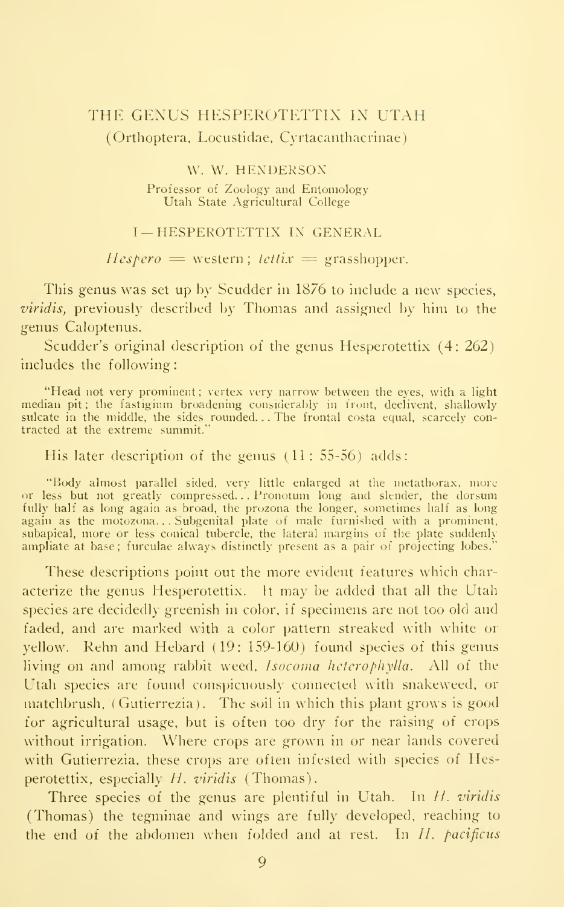# THE GENUS HESPEROTETTIX IN UTAH

(Orthoptera, Locustidae, Cyrtacanthacrinae)

W. W. HENDERSON

Professor of Zoology and Entomology
Utah State Agricultural College

## I — HESPEROTETTIX IN GENERAL

*Hespero* = western; *tettix* = grasshopper.

This genus was set up by Scudder in 1876 to include a new species, *viridis*, previously described by Thomas and assigned by him to the genus Caloptenus.

Scudder's original description of the genus Hesperotettix (4: 262) includes the following:

> "Head not very prominent; vertex very narrow between the eyes, with a light median pit; the fastigium broadening considerably in front, declivent, shallowly sulcate in the middle, the sides rounded... The frontal costa equal, scarcely contracted at the extreme summit."

His later description of the genus (11: 55-56) adds:

> "Body almost parallel sided, very little enlarged at the metathorax, more or less but not greatly compressed... Pronotum long and slender, the dorsum fully half as long again as broad, the prozona the longer, sometimes half as long again as the motozona... Subgenital plate of male furnished with a prominent, subapical, more or less conical tubercle, the lateral margins of the plate suddenly ampliate at base; furculae always distinctly present as a pair of projecting lobes."

These descriptions point out the more evident features which characterize the genus Hesperotettix. It may be added that all the Utah species are decidedly greenish in color, if specimens are not too old and faded, and are marked with a color pattern streaked with white or yellow. Rehn and Hebard (19: 159-160) found species of this genus living on and among rabbit weed, *Isocoma heterophylla*. All of the Utah species are found conspicuously connected with snakeweed, or matchbrush, (Gutierrezia). The soil in which this plant grows is good for agricultural usage, but is often too dry for the raising of crops without irrigation. Where crops are grown in or near lands covered with Gutierrezia, these crops are often infested with species of Hesperotettix, especially *H. viridis* (Thomas).

Three species of the genus are plentiful in Utah. In *H. viridis* (Thomas) the tegminae and wings are fully developed, reaching to the end of the abdomen when folded and at rest. In *H. pacificus*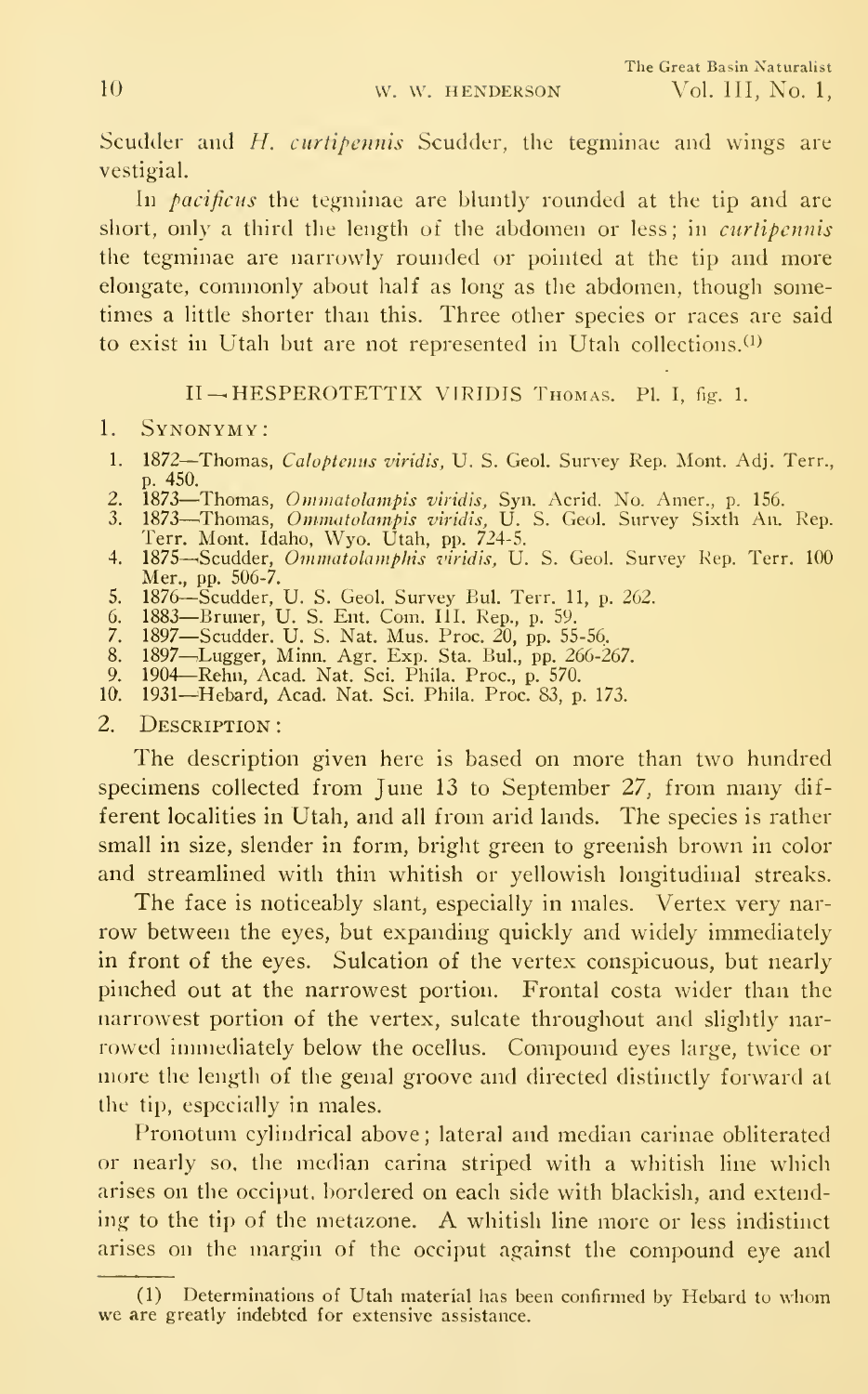Scudder and *H. curtipennis* Scudder, the tegminae and wings are vestigial.

In *pacificus* the tegminae are bluntly rounded at the tip and are short, only a third the length of the abdomen or less; in *curtipennis* the tegminae are narrowly rounded or pointed at the tip and more elongate, commonly about half as long as the abdomen, though sometimes a little shorter than this. Three other species or races are said to exist in Utah but are not represented in Utah collections.[1]

## II—HESPEROTETTIX VIRIDIS Thomas. Pl. I, fig. 1.

1. Synonymy:

1. 1872—Thomas, *Caloptenus viridis*, U. S. Geol. Survey Rep. Mont. Adj. Terr., p. 450.
2. 1873—Thomas, *Ommatolampis viridis*, Syn. Acrid. No. Amer., p. 156.
3. 1873—Thomas, *Ommatolampis viridis*, U. S. Geol. Survey Sixth An. Rep. Terr. Mont. Idaho, Wyo. Utah, pp. 724-5.
4. 1875—Scudder, *Ommatolamphis viridis*, U. S. Geol. Survey Rep. Terr. 100 Mer., pp. 506-7.
5. 1876—Scudder, U. S. Geol. Survey Bul. Terr. 11, p. 262.
6. 1883—Bruner, U. S. Ent. Com. III. Rep., p. 59.
7. 1897—Scudder. U. S. Nat. Mus. Proc. 20, pp. 55-56.
8. 1897—Lugger, Minn. Agr. Exp. Sta. Bul., pp. 266-267.
9. 1904—Rehn, Acad. Nat. Sci. Phila. Proc., p. 570.
10. 1931—Hebard, Acad. Nat. Sci. Phila. Proc. 83, p. 173.

2. Description:

The description given here is based on more than two hundred specimens collected from June 13 to September 27, from many different localities in Utah, and all from arid lands. The species is rather small in size, slender in form, bright green to greenish brown in color and streamlined with thin whitish or yellowish longitudinal streaks.

The face is noticeably slant, especially in males. Vertex very narrow between the eyes, but expanding quickly and widely immediately in front of the eyes. Sulcation of the vertex conspicuous, but nearly pinched out at the narrowest portion. Frontal costa wider than the narrowest portion of the vertex, sulcate throughout and slightly narrowed immediately below the ocellus. Compound eyes large, twice or more the length of the genal groove and directed distinctly forward at the tip, especially in males.

Pronotum cylindrical above; lateral and median carinae obliterated or nearly so, the median carina striped with a whitish line which arises on the occiput, bordered on each side with blackish, and extending to the tip of the metazone. A whitish line more or less indistinct arises on the margin of the occiput against the compound eye and

---

(1) Determinations of Utah material has been confirmed by Hebard to whom we are greatly indebted for extensive assistance.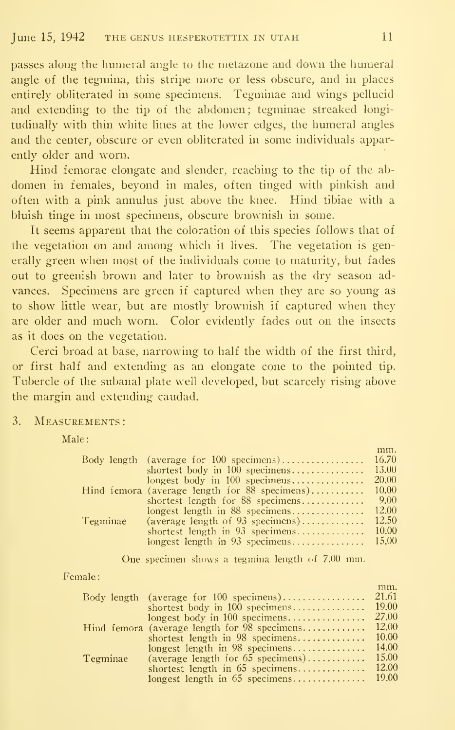passes along the humeral angle to the metazone and down the humeral angle of the tegmina, this stripe more or less obscure, and in places entirely obliterated in some specimens. Tegminae and wings pellucid and extending to the tip of the abdomen; tegminae streaked longitudinally with thin white lines at the lower edges, the humeral angles and the center, obscure or even obliterated in some individuals apparently older and worn.

Hind femorae elongate and slender, reaching to the tip of the abdomen in females, beyond in males, often tinged with pinkish and often with a pink annulus just above the knee. Hind tibiae with a bluish tinge in most specimens, obscure brownish in some.

It seems apparent that the coloration of this species follows that of the vegetation on and among which it lives. The vegetation is generally green when most of the individuals come to maturity, but fades out to greenish brown and later to brownish as the dry season advances. Specimens are green if captured when they are so young as to show little wear, but are mostly brownish if captured when they are older and much worn. Color evidently fades out on the insects as it does on the vegetation.

Cerci broad at base, narrowing to half the width of the first third, or first half and extending as an elongate cone to the pointed tip. Tubercle of the subanal plate well developed, but scarcely rising above the margin and extending caudad.

3. Measurements:

Male:

| | | mm. |
|---|---|---|
| Body length | (average for 100 specimens) | 16.70 |
| | shortest body in 100 specimens | 13.00 |
| | longest body in 100 specimens | 20.00 |
| Hind femora | (average length for 88 specimens) | 10.00 |
| | shortest length for 88 specimens | 9.00 |
| | longest length in 88 specimens | 12.00 |
| Tegminae | (average length of 93 specimens) | 12.50 |
| | shortest length in 93 specimens | 10.00 |
| | longest length in 93 specimens | 15.00 |

One specimen shows a tegmina length of 7.00 mm.

Female:

| | | mm. |
|---|---|---|
| Body length | (average for 100 specimens) | 21.61 |
| | shortest body in 100 specimens | 19.00 |
| | longest body in 100 specimens | 27.00 |
| Hind femora | (average length for 98 specimens | 12.00 |
| | shortest length in 98 specimens | 10.00 |
| | longest length in 98 specimens | 14.00 |
| Tegminae | (average length for 65 specimens) | 15.00 |
| | shortest length in 65 specimens | 12.00 |
| | longest length in 65 specimens | 19.00 |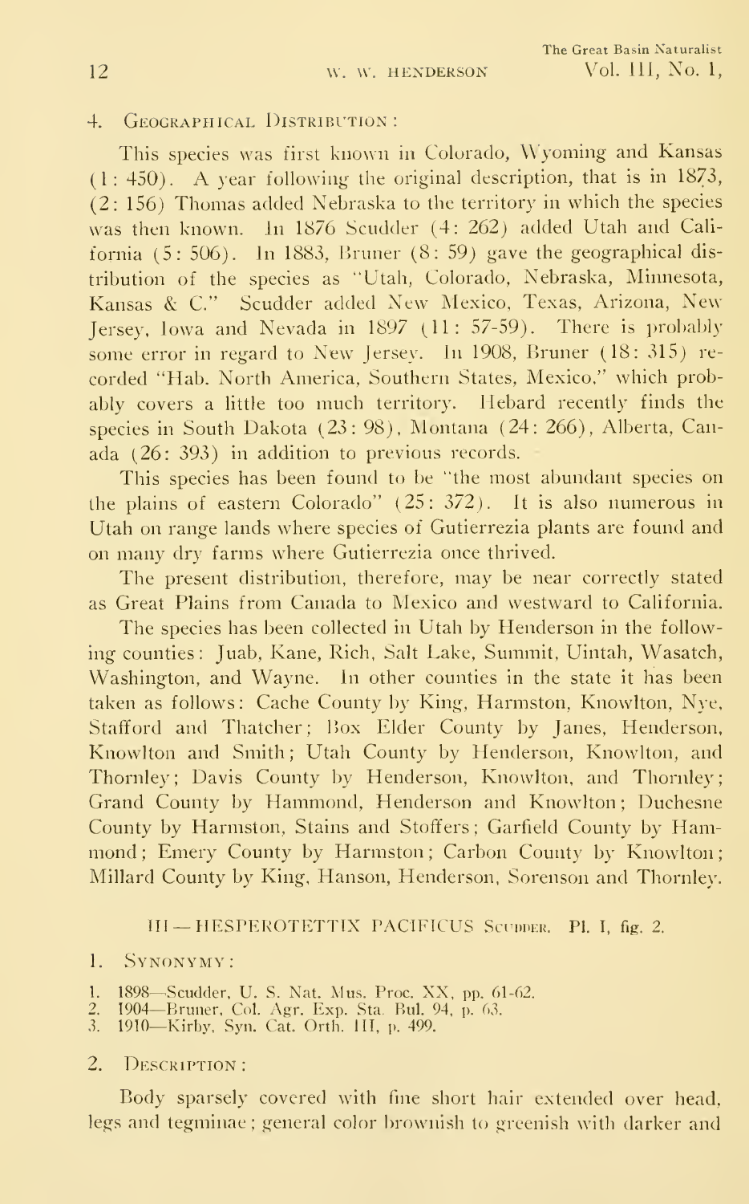4. Geographical Distribution:

This species was first known in Colorado, Wyoming and Kansas (1: 450). A year following the original description, that is in 1873, (2: 156) Thomas added Nebraska to the territory in which the species was then known. In 1876 Scudder (4: 262) added Utah and California (5: 506). In 1883, Bruner (8: 59) gave the geographical distribution of the species as "Utah, Colorado, Nebraska, Minnesota, Kansas & C." Scudder added New Mexico, Texas, Arizona, New Jersey, Iowa and Nevada in 1897 (11: 57-59). There is probably some error in regard to New Jersey. In 1908, Bruner (18: 315) recorded "Hab. North America, Southern States, Mexico," which probably covers a little too much territory. Hebard recently finds the species in South Dakota (23: 98), Montana (24: 266), Alberta, Canada (26: 393) in addition to previous records.

This species has been found to be "the most abundant species on the plains of eastern Colorado" (25: 372). It is also numerous in Utah on range lands where species of Gutierrezia plants are found and on many dry farms where Gutierrezia once thrived.

The present distribution, therefore, may be near correctly stated as Great Plains from Canada to Mexico and westward to California.

The species has been collected in Utah by Henderson in the following counties: Juab, Kane, Rich, Salt Lake, Summit, Uintah, Wasatch, Washington, and Wayne. In other counties in the state it has been taken as follows: Cache County by King, Harmston, Knowlton, Nye, Stafford and Thatcher; Box Elder County by Janes, Henderson, Knowlton and Smith; Utah County by Henderson, Knowlton, and Thornley; Davis County by Henderson, Knowlton, and Thornley; Grand County by Hammond, Henderson and Knowlton; Duchesne County by Harmston, Stains and Stoffers; Garfield County by Hammond; Emery County by Harmston; Carbon County by Knowlton; Millard County by King, Hanson, Henderson, Sorenson and Thornley.

## III — HESPEROTETTIX PACIFICUS Scudder. Pl. I, fig. 2.

1. Synonymy:

1. 1898—Scudder, U. S. Nat. Mus. Proc. XX, pp. 61-62.
2. 1904—Bruner, Col. Agr. Exp. Sta. Bul. 94, p. 63.
3. 1910—Kirby, Syn. Cat. Orth. III, p. 499.

2. Description:

Body sparsely covered with fine short hair extended over head, legs and tegminae; general color brownish to greenish with darker and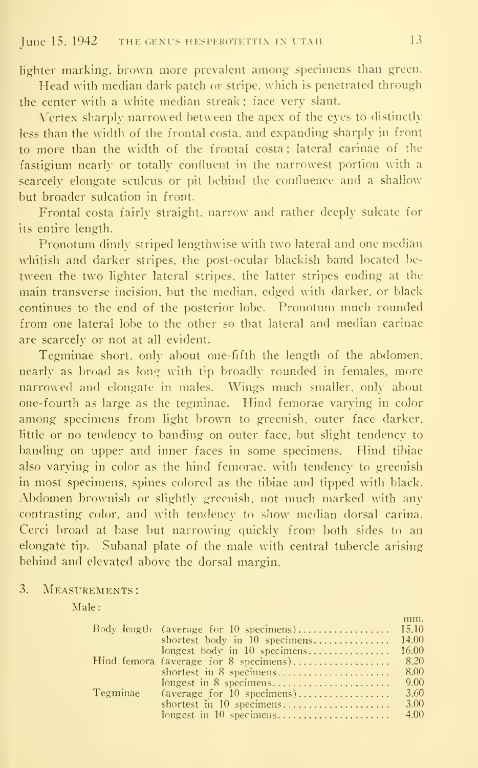lighter marking, brown more prevalent among specimens than green.

Head with median dark patch or stripe, which is penetrated through the center with a white median streak; face very slant.

Vertex sharply narrowed between the apex of the eyes to distinctly less than the width of the frontal costa, and expanding sharply in front to more than the width of the frontal costa; lateral carinae of the fastigium nearly or totally confluent in the narrowest portion with a scarcely elongate sculcus or pit behind the confluence and a shallow but broader sulcation in front.

Frontal costa fairly straight, narrow and rather deeply sulcate for its entire length.

Pronotum dimly striped lengthwise with two lateral and one median whitish and darker stripes, the post-ocular blackish band located between the two lighter lateral stripes, the latter stripes ending at the main transverse incision, but the median, edged with darker, or black continues to the end of the posterior lobe. Pronotum much rounded from one lateral lobe to the other so that lateral and median carinae are scarcely or not at all evident.

Tegminae short, only about one-fifth the length of the abdomen, nearly as broad as long with tip broadly rounded in females, more narrowed and elongate in males. Wings much smaller, only about one-fourth as large as the tegminae. Hind femorae varying in color among specimens from light brown to greenish, outer face darker, little or no tendency to banding on outer face, but slight tendency to banding on upper and inner faces in some specimens. Hind tibiae also varying in color as the hind femorae, with tendency to greenish in most specimens, spines colored as the tibiae and tipped with black. Abdomen brownish or slightly greenish, not much marked with any contrasting color, and with tendency to show median dorsal carina. Cerci broad at base but narrowing quickly from both sides to an elongate tip. Subanal plate of the male with central tubercle arising behind and elevated above the dorsal margin.

3. Measurements:

Male:

| | | mm. |
|---|---|---|
| Body length | (average for 10 specimens) | 15.10 |
| | shortest body in 10 specimens | 14.00 |
| | longest body in 10 specimens | 16.00 |
| Hind femora | (average for 8 specimens) | 8.20 |
| | shortest in 8 specimens | 8.00 |
| | longest in 8 specimens | 9.00 |
| Tegminae | (average for 10 specimens) | 3.60 |
| | shortest in 10 specimens | 3.00 |
| | longest in 10 specimens | 4.00 |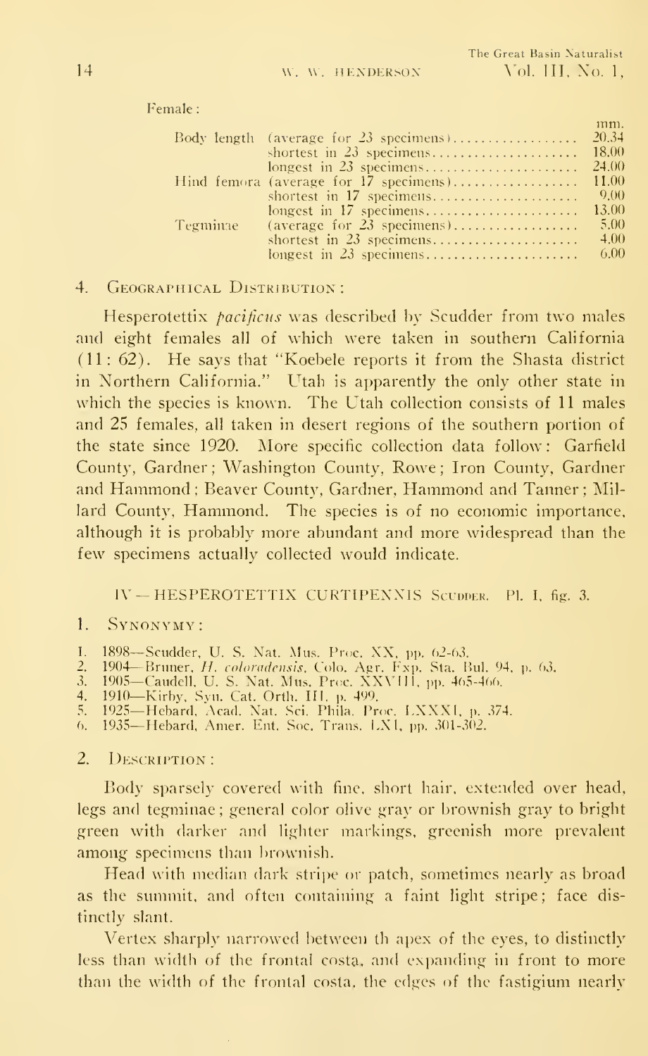Female:

| | | mm. |
|---|---|---|
| Body length | (average for 23 specimens) | 20.34 |
| | shortest in 23 specimens | 18.00 |
| | longest in 23 specimens | 24.00 |
| Hind femora | (average for 17 specimens) | 11.00 |
| | shortest in 17 specimens | 9.00 |
| | longest in 17 specimens | 13.00 |
| Tegminae | (average for 23 specimens) | 5.00 |
| | shortest in 23 specimens | 4.00 |
| | longest in 23 specimens | 6.00 |

4. Geographical Distribution:

Hesperotettix *pacificus* was described by Scudder from two males and eight females all of which were taken in southern California (11: 62). He says that "Koebele reports it from the Shasta district in Northern California." Utah is apparently the only other state in which the species is known. The Utah collection consists of 11 males and 25 females, all taken in desert regions of the southern portion of the state since 1920. More specific collection data follow: Garfield County, Gardner; Washington County, Rowe; Iron County, Gardner and Hammond; Beaver County, Gardner, Hammond and Tanner; Millard County, Hammond. The species is of no economic importance, although it is probably more abundant and more widespread than the few specimens actually collected would indicate.

## IV — HESPEROTETTIX CURTIPENNIS Scudder. Pl. I, fig. 3.

1. Synonymy:

1. 1898—Scudder, U. S. Nat. Mus. Proc. XX, pp. 62-63.
2. 1904—Bruner, *H. coloradensis*, Colo. Agr. Exp. Sta. Bul. 94, p. 63.
3. 1905—Caudell, U. S. Nat. Mus. Proc. XXVIII, pp. 465-466.
4. 1910—Kirby, Syn. Cat. Orth. III, p. 499.
5. 1925—Hebard, Acad. Nat. Sci. Phila. Proc. LXXXI, p. 374.
6. 1935—Hebard, Amer. Ent. Soc. Trans. LXI, pp. 301-302.

2. Description:

Body sparsely covered with fine, short hair, extended over head, legs and tegminae; general color olive gray or brownish gray to bright green with darker and lighter markings, greenish more prevalent among specimens than brownish.

Head with median dark stripe or patch, sometimes nearly as broad as the summit, and often containing a faint light stripe; face distinctly slant.

Vertex sharply narrowed between th apex of the eyes, to distinctly less than width of the frontal costa, and expanding in front to more than the width of the frontal costa, the edges of the fastigium nearly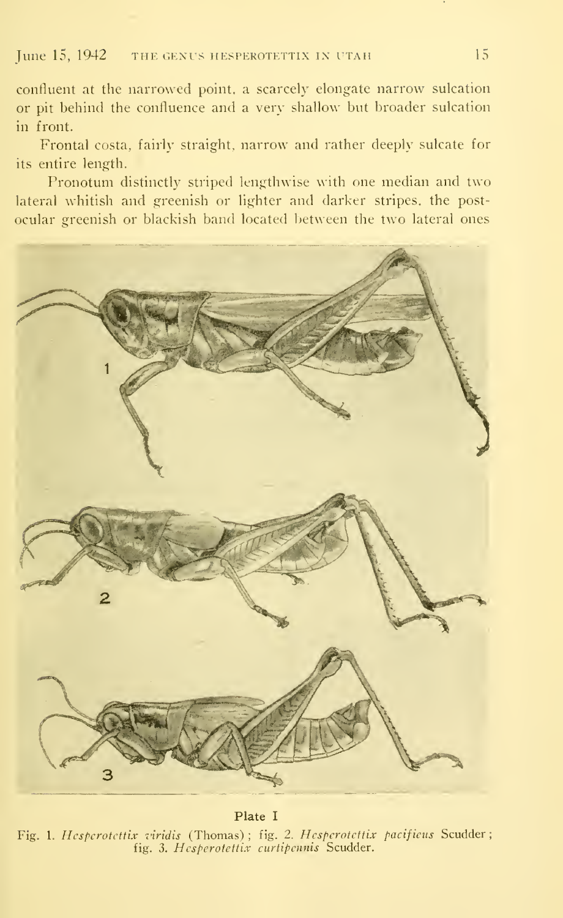confluent at the narrowed point, a scarcely elongate narrow sulcation or pit behind the confluence and a very shallow but broader sulcation in front.

Frontal costa, fairly straight, narrow and rather deeply sulcate for its entire length.

Pronotum distinctly striped lengthwise with one median and two lateral whitish and greenish or lighter and darker stripes, the post-ocular greenish or blackish band located between the two lateral ones

Plate I

Fig. 1. *Hesperotettix viridis* (Thomas); fig. 2. *Hesperotettix pacificus* Scudder; fig. 3. *Hesperotettix curtipennis* Scudder.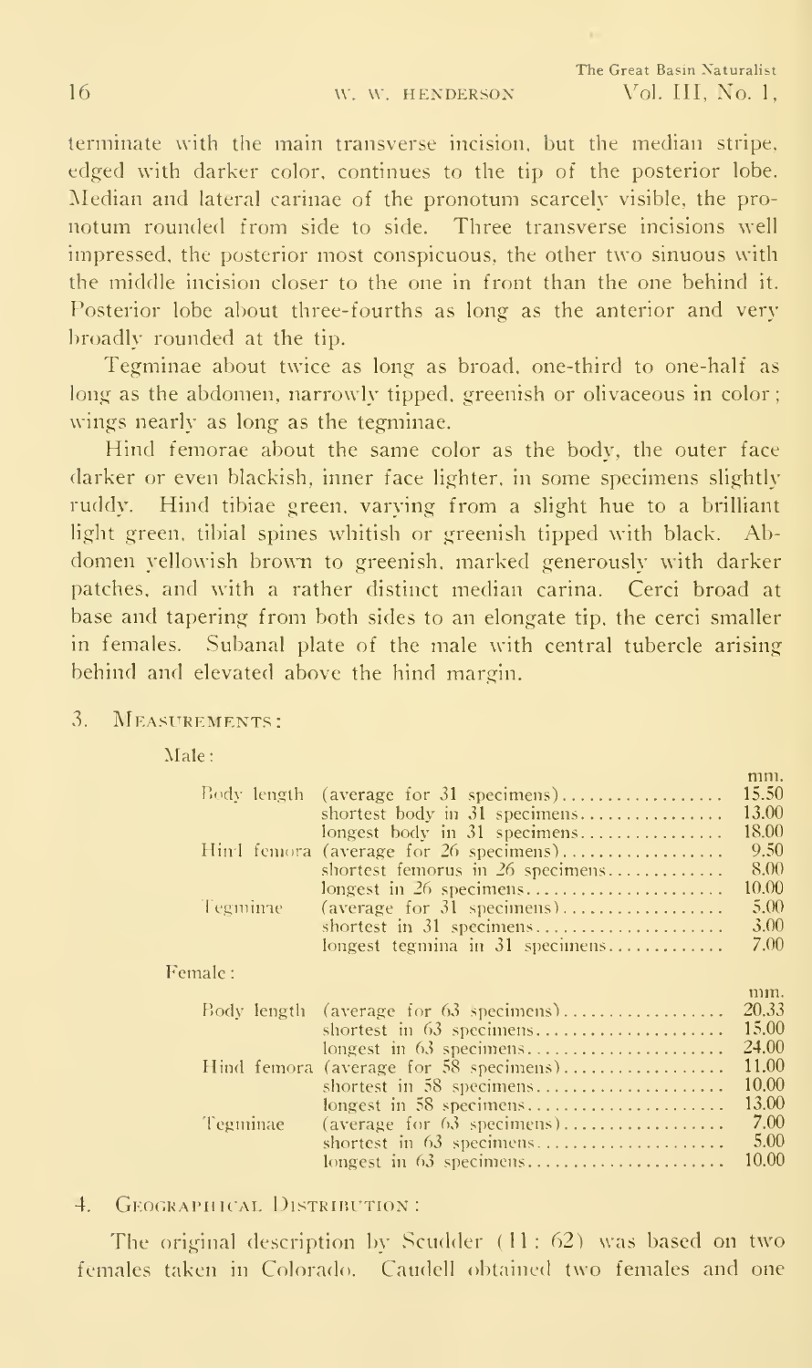terminate with the main transverse incision, but the median stripe, edged with darker color, continues to the tip of the posterior lobe. Median and lateral carinae of the pronotum scarcely visible, the pronotum rounded from side to side. Three transverse incisions well impressed, the posterior most conspicuous, the other two sinuous with the middle incision closer to the one in front than the one behind it. Posterior lobe about three-fourths as long as the anterior and very broadly rounded at the tip.

Tegminae about twice as long as broad, one-third to one-half as long as the abdomen, narrowly tipped, greenish or olivaceous in color; wings nearly as long as the tegminae.

Hind femorae about the same color as the body, the outer face darker or even blackish, inner face lighter, in some specimens slightly ruddy. Hind tibiae green, varying from a slight hue to a brilliant light green, tibial spines whitish or greenish tipped with black. Abdomen yellowish brown to greenish, marked generously with darker patches, and with a rather distinct median carina. Cerci broad at base and tapering from both sides to an elongate tip, the cerci smaller in females. Subanal plate of the male with central tubercle arising behind and elevated above the hind margin.

3. Measurements:

Male:

| | | mm. |
|---|---|---|
| Body length | (average for 31 specimens) | 15.50 |
| | shortest body in 31 specimens | 13.00 |
| | longest body in 31 specimens | 18.00 |
| Hind femora | (average for 26 specimens) | 9.50 |
| | shortest femorus in 26 specimens | 8.00 |
| | longest in 26 specimens | 10.00 |
| Tegminae | (average for 31 specimens) | 5.00 |
| | shortest in 31 specimens | 3.00 |
| | longest tegmina in 31 specimens | 7.00 |

Female:

| | | mm. |
|---|---|---|
| Body length | (average for 63 specimens) | 20.33 |
| | shortest in 63 specimens | 15.00 |
| | longest in 63 specimens | 24.00 |
| Hind femora | (average for 58 specimens) | 11.00 |
| | shortest in 58 specimens | 10.00 |
| | longest in 58 specimens | 13.00 |
| Tegminae | (average for 63 specimens) | 7.00 |
| | shortest in 63 specimens | 5.00 |
| | longest in 63 specimens | 10.00 |

4. Geographical Distribution:

The original description by Scudder (11: 62) was based on two females taken in Colorado. Caudell obtained two females and one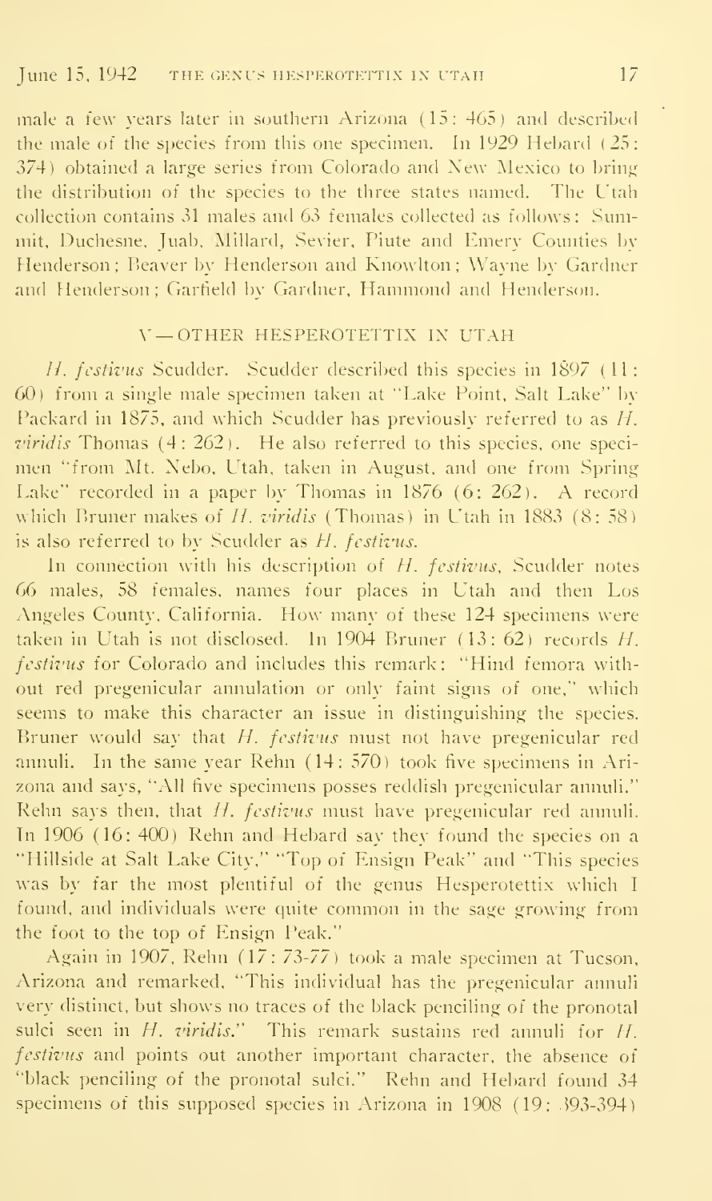male a few years later in southern Arizona (15: 465) and described the male of the species from this one specimen. In 1929 Hebard (25: 374) obtained a large series from Colorado and New Mexico to bring the distribution of the species to the three states named. The Utah collection contains 31 males and 63 females collected as follows: Summit, Duchesne, Juab, Millard, Sevier, Piute and Emery Counties by Henderson; Beaver by Henderson and Knowlton; Wayne by Gardner and Henderson; Garfield by Gardner, Hammond and Henderson.

## V—OTHER HESPEROTETTIX IN UTAH

*H. festivus* Scudder. Scudder described this species in 1897 (11: 60) from a single male specimen taken at "Lake Point, Salt Lake" by Packard in 1875, and which Scudder has previously referred to as *H. viridis* Thomas (4: 262). He also referred to this species, one specimen "from Mt. Nebo, Utah, taken in August, and one from Spring Lake" recorded in a paper by Thomas in 1876 (6: 262). A record which Bruner makes of *H. viridis* (Thomas) in Utah in 1883 (8: 58) is also referred to by Scudder as *H. festivus*.

In connection with his description of *H. festivus*, Scudder notes 66 males, 58 females, names four places in Utah and then Los Angeles County, California. How many of these 124 specimens were taken in Utah is not disclosed. In 1904 Bruner (13: 62) records *H. festivus* for Colorado and includes this remark: "Hind femora without red pregenicular annulation or only faint signs of one," which seems to make this character an issue in distinguishing the species. Bruner would say that *H. festivus* must not have pregenicular red annuli. In the same year Rehn (14: 570) took five specimens in Arizona and says, "All five specimens posses reddish pregenicular annuli." Rehn says then, that *H. festivus* must have pregenicular red annuli. In 1906 (16: 400) Rehn and Hebard say they found the species on a "Hillside at Salt Lake City," "Top of Ensign Peak" and "This species was by far the most plentiful of the genus Hesperotettix which I found, and individuals were quite common in the sage growing from the foot to the top of Ensign Peak."

Again in 1907, Rehn (17: 73-77) took a male specimen at Tucson, Arizona and remarked, "This individual has the pregenicular annuli very distinct, but shows no traces of the black penciling of the pronotal sulci seen in *H. viridis*." This remark sustains red annuli for *H. festivus* and points out another important character, the absence of "black penciling of the pronotal sulci." Rehn and Hebard found 34 specimens of this supposed species in Arizona in 1908 (19: 393-394)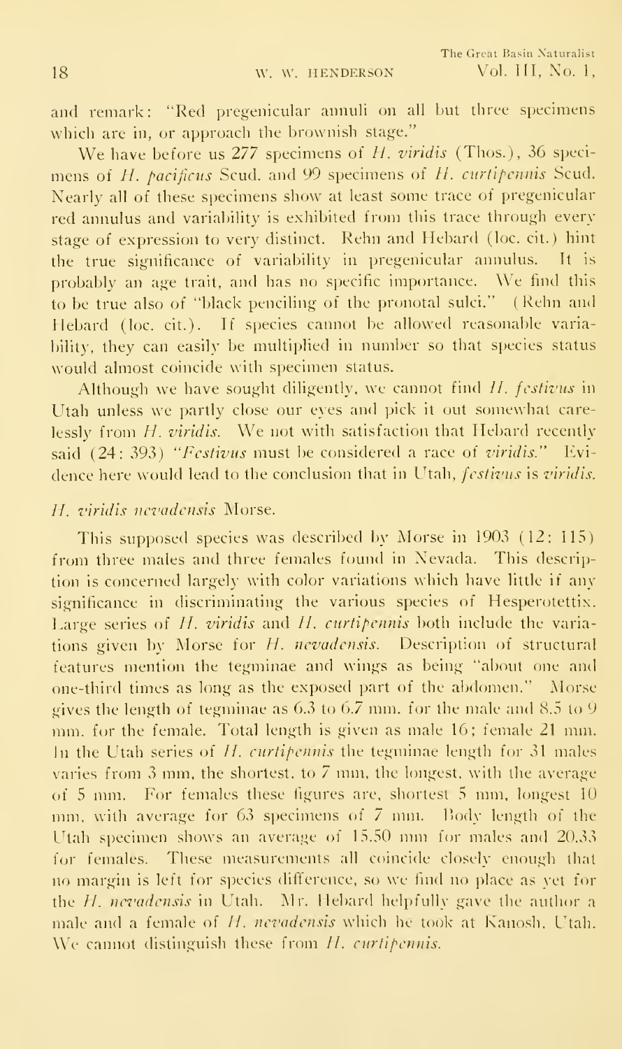and remark: "Red pregenicular annuli on all but three specimens which are in, or approach the brownish stage."

We have before us 277 specimens of *H. viridis* (Thos.), 36 specimens of *H. pacificus* Scud. and 99 specimens of *H. curtipennis* Scud. Nearly all of these specimens show at least some trace of pregenicular red annulus and variability is exhibited from this trace through every stage of expression to very distinct. Rehn and Hebard (loc. cit.) hint the true significance of variability in pregenicular annulus. It is probably an age trait, and has no specific importance. We find this to be true also of "black penciling of the pronotal sulci." (Rehn and Hebard (loc. cit.). If species cannot be allowed reasonable variability, they can easily be multiplied in number so that species status would almost coincide with specimen status.

Although we have sought diligently, we cannot find *H. festivus* in Utah unless we partly close our eyes and pick it out somewhat carelessly from *H. viridis*. We not with satisfaction that Hebard recently said (24: 393) "*Festivus* must be considered a race of *viridis*." Evidence here would lead to the conclusion that in Utah, *festivus* is *viridis*.

*H. viridis nevadensis* Morse.

This supposed species was described by Morse in 1903 (12: 115) from three males and three females found in Nevada. This description is concerned largely with color variations which have little if any significance in discriminating the various species of Hesperotettix. Large series of *H. viridis* and *H. curtipennis* both include the variations given by Morse for *H. nevadensis*. Description of structural features mention the tegminae and wings as being "about one and one-third times as long as the exposed part of the abdomen." Morse gives the length of tegminae as 6.3 to 6.7 mm. for the male and 8.5 to 9 mm. for the female. Total length is given as male 16; female 21 mm. In the Utah series of *H. curtipennis* the tegminae length for 31 males varies from 3 mm, the shortest, to 7 mm, the longest, with the average of 5 mm. For females these figures are, shortest 5 mm, longest 10 mm, with average for 63 specimens of 7 mm. Body length of the Utah specimen shows an average of 15.50 mm for males and 20.33 for females. These measurements all coincide closely enough that no margin is left for species difference, so we find no place as yet for the *H. nevadensis* in Utah. Mr. Hebard helpfully gave the author a male and a female of *H. nevadensis* which he took at Kanosh, Utah. We cannot distinguish these from *H. curtipennis*.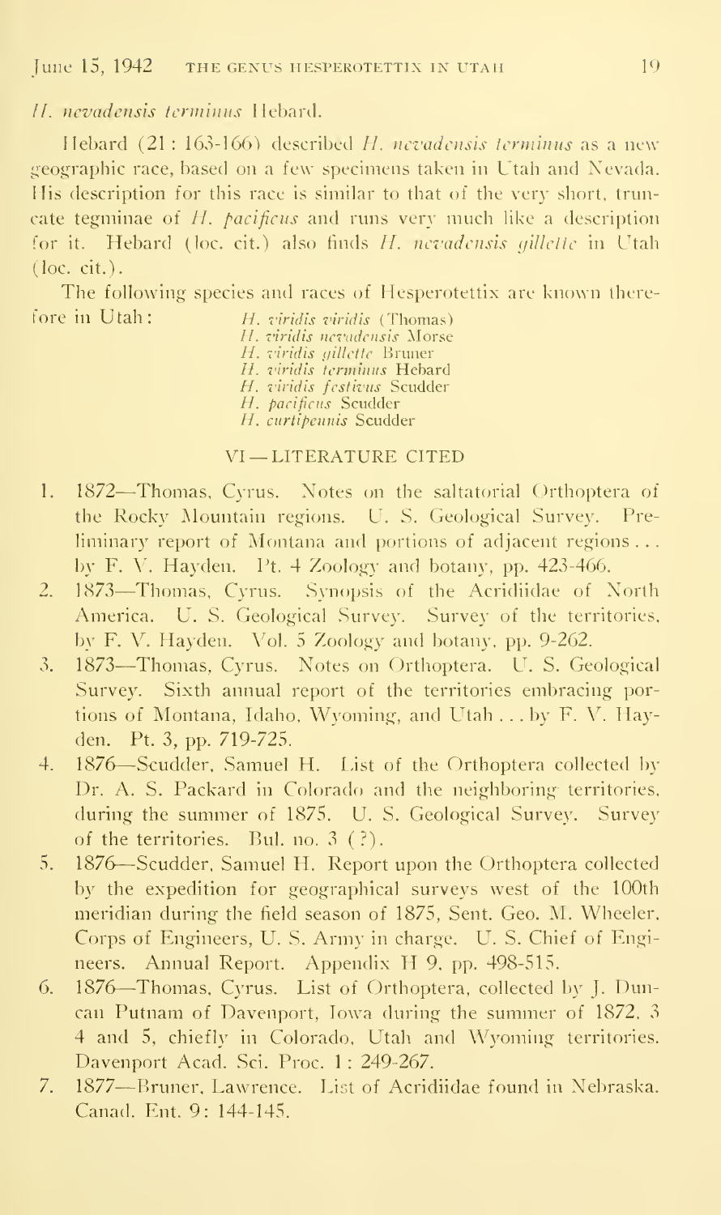*H. nevadensis terminus* Hebard.

Hebard (21: 163-166) described *H. nevadensis terminus* as a new geographic race, based on a few specimens taken in Utah and Nevada. His description for this race is similar to that of the very short, truncate tegminae of *H. pacificus* and runs very much like a description for it. Hebard (loc. cit.) also finds *H. nevadensis gillette* in Utah (loc. cit.).

The following species and races of Hesperotettix are known therefore in Utah:

*H. viridis viridis* (Thomas)
*H. viridis nevadensis* Morse
*H. viridis gillette* Bruner
*H. viridis terminus* Hebard
*H. viridis festivus* Scudder
*H. pacificus* Scudder
*H. curtipennis* Scudder

## VI — LITERATURE CITED

1. 1872—Thomas, Cyrus. Notes on the saltatorial Orthoptera of the Rocky Mountain regions. U. S. Geological Survey. Preliminary report of Montana and portions of adjacent regions ... by F. V. Hayden. Pt. 4 Zoology and botany, pp. 423-466.
2. 1873—Thomas, Cyrus. Synopsis of the Acridiidae of North America. U. S. Geological Survey. Survey of the territories, by F. V. Hayden. Vol. 5 Zoology and botany, pp. 9-262.
3. 1873—Thomas, Cyrus. Notes on Orthoptera. U. S. Geological Survey. Sixth annual report of the territories embracing portions of Montana, Idaho, Wyoming, and Utah ... by F. V. Hayden. Pt. 3, pp. 719-725.
4. 1876—Scudder, Samuel H. List of the Orthoptera collected by Dr. A. S. Packard in Colorado and the neighboring territories, during the summer of 1875. U. S. Geological Survey. Survey of the territories. Bul. no. 3 (?).
5. 1876—Scudder, Samuel H. Report upon the Orthoptera collected by the expedition for geographical surveys west of the 100th meridian during the field season of 1875, Sent. Geo. M. Wheeler, Corps of Engineers, U. S. Army in charge. U. S. Chief of Engineers. Annual Report. Appendix H 9, pp. 498-515.
6. 1876—Thomas, Cyrus. List of Orthoptera, collected by J. Duncan Putnam of Davenport, Iowa during the summer of 1872, 3 4 and 5, chiefly in Colorado, Utah and Wyoming territories. Davenport Acad. Sci. Proc. 1: 249-267.
7. 1877—Bruner, Lawrence. List of Acridiidae found in Nebraska. Canad. Ent. 9: 144-145.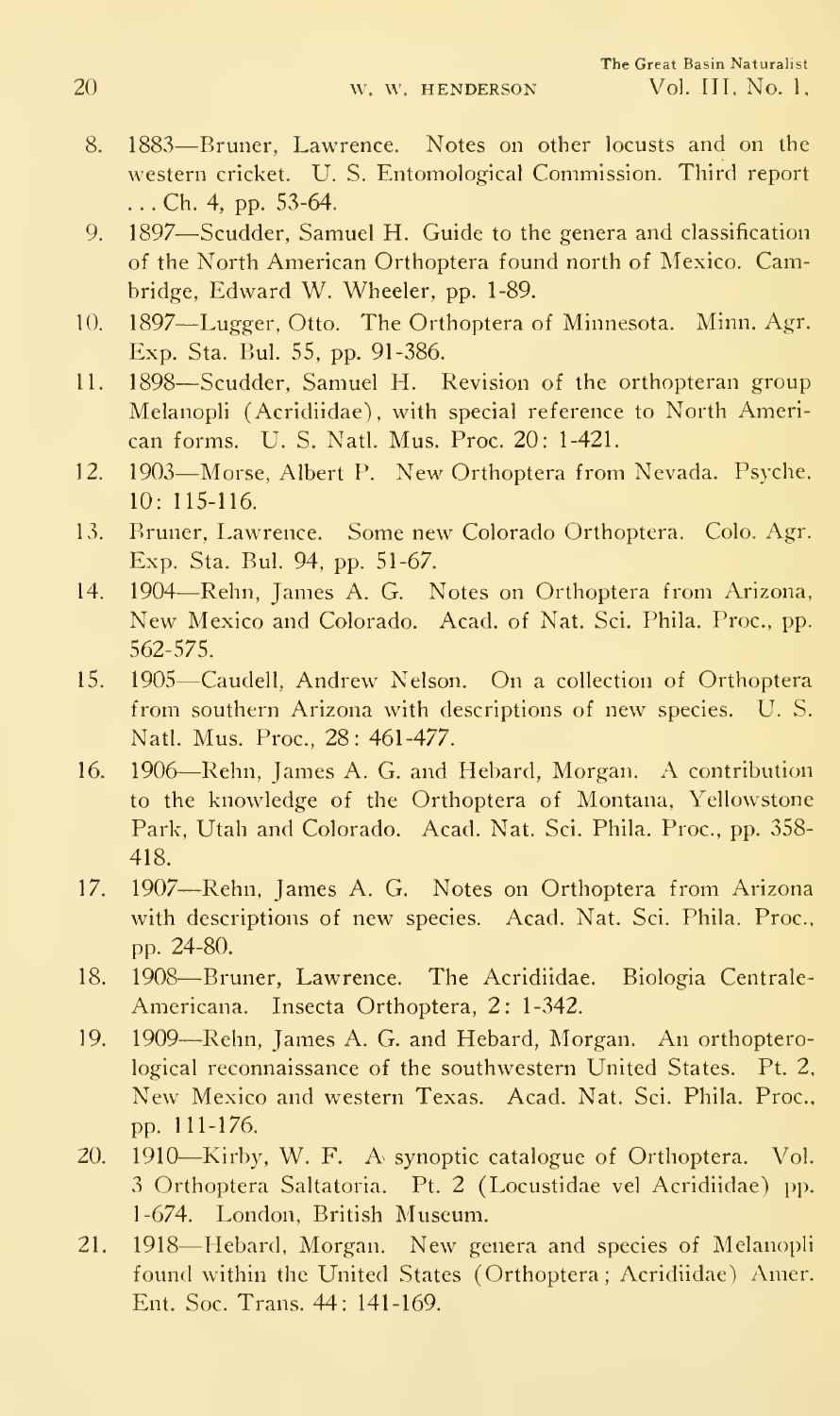8. 1883—Bruner, Lawrence. Notes on other locusts and on the western cricket. U. S. Entomological Commission. Third report . . . Ch. 4, pp. 53-64.
9. 1897—Scudder, Samuel H. Guide to the genera and classification of the North American Orthoptera found north of Mexico. Cambridge, Edward W. Wheeler, pp. 1-89.
10. 1897—Lugger, Otto. The Orthoptera of Minnesota. Minn. Agr. Exp. Sta. Bul. 55, pp. 91-386.
11. 1898—Scudder, Samuel H. Revision of the orthopteran group Melanopli (Acridiidae), with special reference to North American forms. U. S. Natl. Mus. Proc. 20: 1-421.
12. 1903—Morse, Albert P. New Orthoptera from Nevada. Psyche, 10: 115-116.
13. Bruner, Lawrence. Some new Colorado Orthoptera. Colo. Agr. Exp. Sta. Bul. 94, pp. 51-67.
14. 1904—Rehn, James A. G. Notes on Orthoptera from Arizona, New Mexico and Colorado. Acad. of Nat. Sci. Phila. Proc., pp. 562-575.
15. 1905—Caudell, Andrew Nelson. On a collection of Orthoptera from southern Arizona with descriptions of new species. U. S. Natl. Mus. Proc., 28: 461-477.
16. 1906—Rehn, James A. G. and Hebard, Morgan. A contribution to the knowledge of the Orthoptera of Montana, Yellowstone Park, Utah and Colorado. Acad. Nat. Sci. Phila. Proc., pp. 358-418.
17. 1907—Rehn, James A. G. Notes on Orthoptera from Arizona with descriptions of new species. Acad. Nat. Sci. Phila. Proc., pp. 24-80.
18. 1908—Bruner, Lawrence. The Acridiidae. Biologia Centrale-Americana. Insecta Orthoptera, 2: 1-342.
19. 1909—Rehn, James A. G. and Hebard, Morgan. An orthopterological reconnaissance of the southwestern United States. Pt. 2, New Mexico and western Texas. Acad. Nat. Sci. Phila. Proc., pp. 111-176.
20. 1910—Kirby, W. F. A synoptic catalogue of Orthoptera. Vol. 3 Orthoptera Saltatoria. Pt. 2 (Locustidae vel Acridiidae) pp. 1-674. London, British Museum.
21. 1918—Hebard, Morgan. New genera and species of Melanopli found within the United States (Orthoptera; Acridiidae) Amer. Ent. Soc. Trans. 44: 141-169.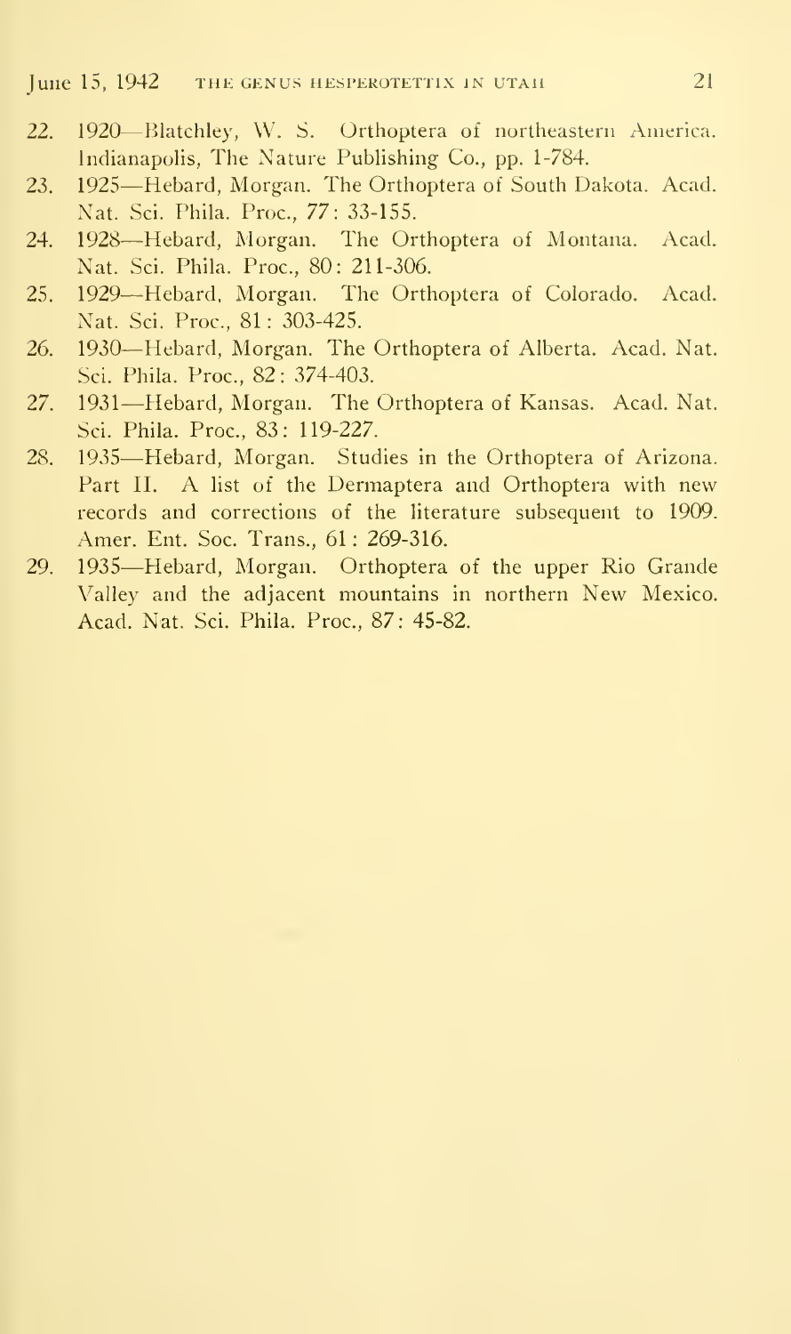22. 1920—Blatchley, W. S. Orthoptera of northeastern America. Indianapolis, The Nature Publishing Co., pp. 1-784.
23. 1925—Hebard, Morgan. The Orthoptera of South Dakota. Acad. Nat. Sci. Phila. Proc., 77: 33-155.
24. 1928—Hebard, Morgan. The Orthoptera of Montana. Acad. Nat. Sci. Phila. Proc., 80: 211-306.
25. 1929—Hebard, Morgan. The Orthoptera of Colorado. Acad. Nat. Sci. Proc., 81: 303-425.
26. 1930—Hebard, Morgan. The Orthoptera of Alberta. Acad. Nat. Sci. Phila. Proc., 82: 374-403.
27. 1931—Hebard, Morgan. The Orthoptera of Kansas. Acad. Nat. Sci. Phila. Proc., 83: 119-227.
28. 1935—Hebard, Morgan. Studies in the Orthoptera of Arizona. Part II. A list of the Dermaptera and Orthoptera with new records and corrections of the literature subsequent to 1909. Amer. Ent. Soc. Trans., 61: 269-316.
29. 1935—Hebard, Morgan. Orthoptera of the upper Rio Grande Valley and the adjacent mountains in northern New Mexico. Acad. Nat. Sci. Phila. Proc., 87: 45-82.